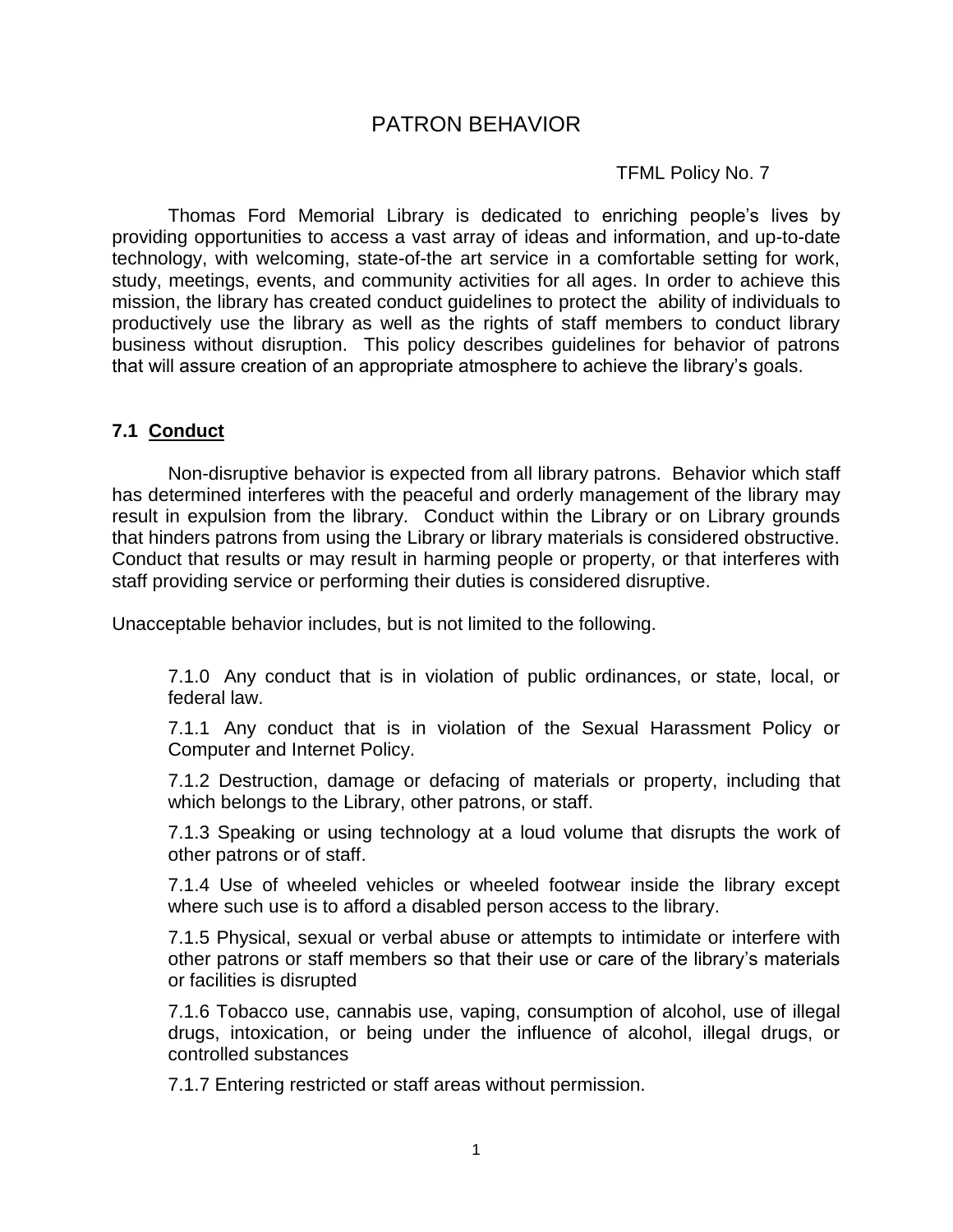# PATRON BEHAVIOR

TFML Policy No. 7

Thomas Ford Memorial Library is dedicated to enriching people's lives by providing opportunities to access a vast array of ideas and information, and up-to-date technology, with welcoming, state-of-the art service in a comfortable setting for work, study, meetings, events, and community activities for all ages. In order to achieve this mission, the library has created conduct guidelines to protect the ability of individuals to productively use the library as well as the rights of staff members to conduct library business without disruption. This policy describes guidelines for behavior of patrons that will assure creation of an appropriate atmosphere to achieve the library's goals.

## 7.1 Conduct

Non-disruptive behavior is expected from all library patrons. Behavior which staff has determined interferes with the peaceful and orderly management of the library may result in expulsion from the library. Conduct within the Library or on Library grounds that hinders patrons from using the Library or library materials is considered obstructive. Conduct that results or may result in harming people or property, or that interferes with staff providing service or performing their duties is considered disruptive.

Unacceptable behavior includes, but is not limited to the following.

7.1.0 Any conduct that is in violation of public ordinances, or state, local, or federal law.

7.1.1 Any conduct that is in violation of the Sexual Harassment Policy or Computer and Internet Policy.

7.1.2 Destruction, damage or defacing of materials or property, including that which belongs to the Library, other patrons, or staff.

7.1.3 Speaking or using technology at a loud volume that disrupts the work of other patrons or of staff.

7.1.4 Use of wheeled vehicles or wheeled footwear inside the library except where such use is to afford a disabled person access to the library.

7.1.5 Physical, sexual or verbal abuse or attempts to intimidate or interfere with other patrons or staff members so that their use or care of the library's materials or facilities is disrupted

7.1.6 Tobacco use, cannabis use, vaping, consumption of alcohol, use of illegal drugs, intoxication, or being under the influence of alcohol, illegal drugs, or controlled substances

7.1.7 Entering restricted or staff areas without permission.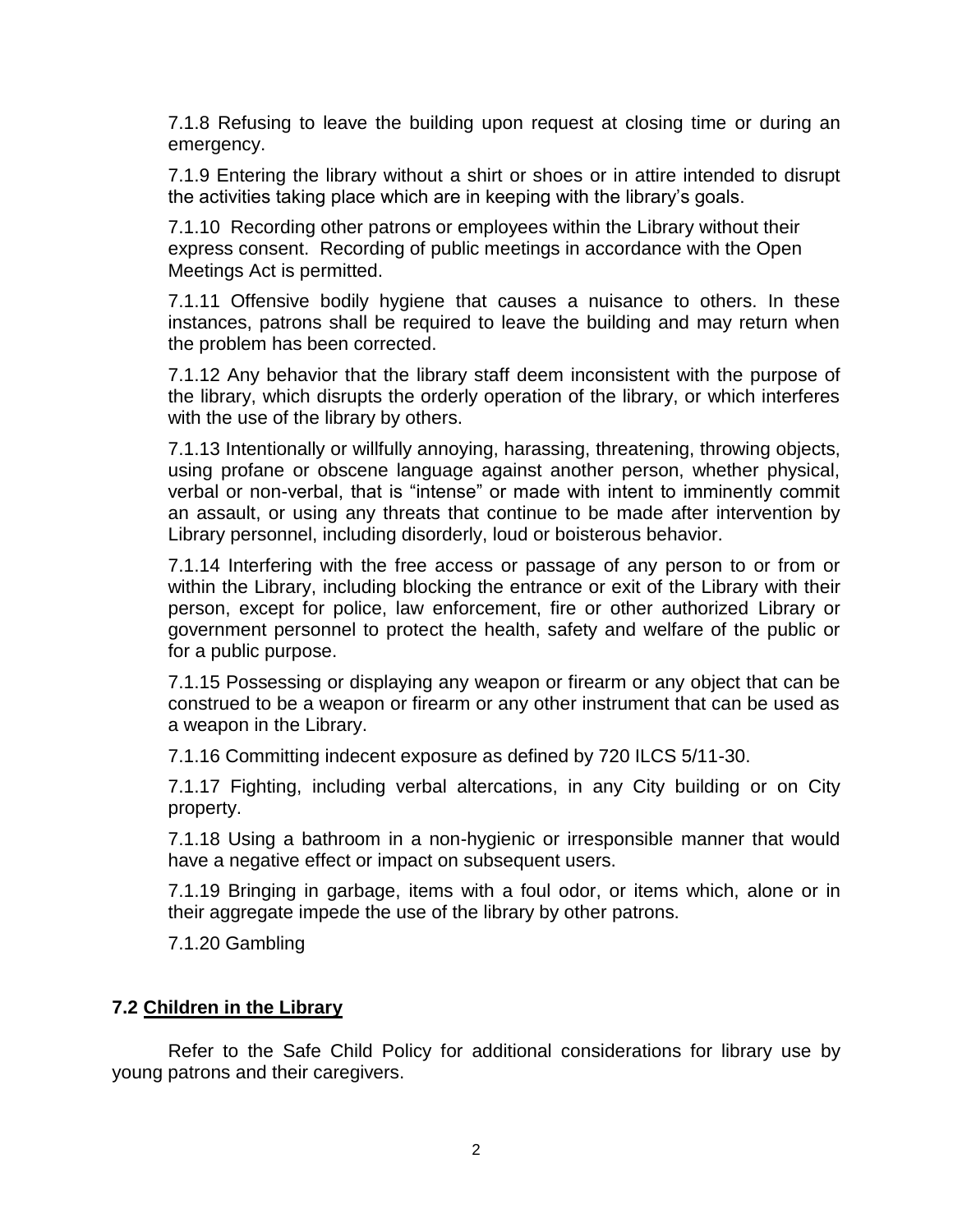7.1.8 Refusing to leave the building upon request at closing time or during an emergency.

7.1.9 Entering the library without a shirt or shoes or in attire intended to disrupt the activities taking place which are in keeping with the library's goals.

7.1.10 Recording other patrons or employees within the Library without their express consent. Recording of public meetings in accordance with the Open Meetings Act is permitted.

7.1.11 Offensive bodily hygiene that causes a nuisance to others. In these instances, patrons shall be required to leave the building and may return when the problem has been corrected.

7.1.12 Any behavior that the library staff deem inconsistent with the purpose of the library, which disrupts the orderly operation of the library, or which interferes with the use of the library by others.

7.1.13 Intentionally or willfully annoying, harassing, threatening, throwing objects, using profane or obscene language against another person, whether physical, verbal or non-verbal, that is "intense" or made with intent to imminently commit an assault, or using any threats that continue to be made after intervention by Library personnel, including disorderly, loud or boisterous behavior.

7.1.14 Interfering with the free access or passage of any person to or from or within the Library, including blocking the entrance or exit of the Library with their person, except for police, law enforcement, fire or other authorized Library or government personnel to protect the health, safety and welfare of the public or for a public purpose.

7.1.15 Possessing or displaying any weapon or firearm or any object that can be construed to be a weapon or firearm or any other instrument that can be used as a weapon in the Library.

7.1.16 Committing indecent exposure as defined by 720 ILCS 5/11-30.

7.1.17 Fighting, including verbal altercations, in any City building or on City property.

7.1.18 Using a bathroom in a non-hygienic or irresponsible manner that would have a negative effect or impact on subsequent users.

7.1.19 Bringing in garbage, items with a foul odor, or items which, alone or in their aggregate impede the use of the library by other patrons.

7.1.20 Gambling

### 7.2 Children in the Library

Refer to the Safe Child Policy for additional considerations for library use by young patrons and their caregivers.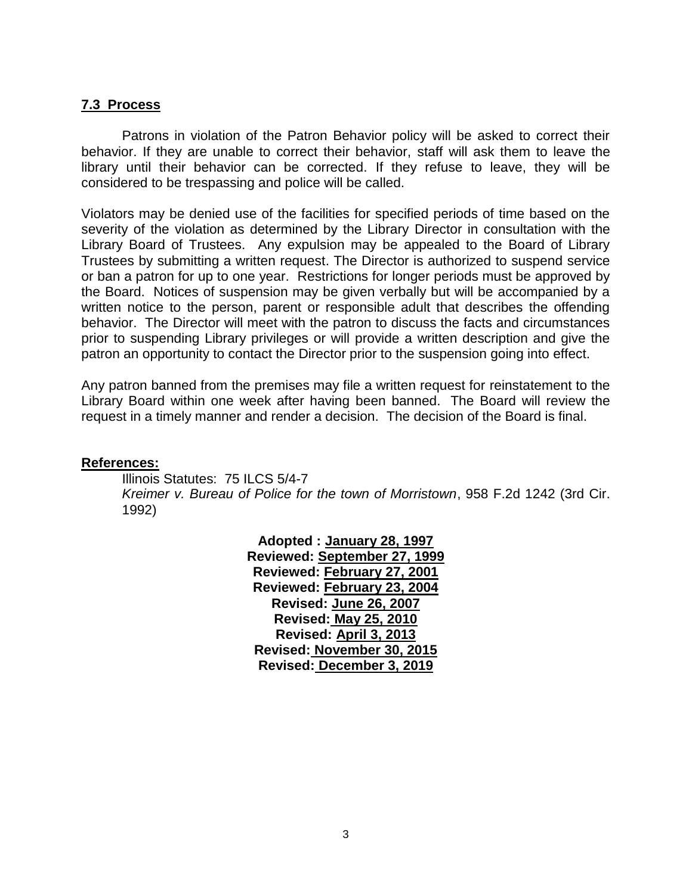## 7.3 Process

Patrons in violation of the Patron Behavior policy will be asked to correct their behavior. If they are unable to correct their behavior, staff will ask them to leave the library until their behavior can be corrected. If they refuse to leave, they will be considered to be trespassing and police will be called.

Violators may be denied use of the facilities for specified periods of time based on the severity of the violation as determined by the Library Director in consultation with the Library Board of Trustees. Any expulsion may be appealed to the Board of Library Trustees by submitting a written request. The Director is authorized to suspend service or ban a patron for up to one year. Restrictions for longer periods must be approved by the Board. Notices of suspension may be given verbally but will be accompanied by a written notice to the person, parent or responsible adult that describes the offending behavior. The Director will meet with the patron to discuss the facts and circumstances prior to suspending Library privileges or will provide a written description and give the patron an opportunity to contact the Director prior to the suspension going into effect.

Any patron banned from the premises may file a written request for reinstatement to the Library Board within one week after having been banned. The Board will review the request in a timely manner and render a decision. The decision of the Board is final.

**References:**

Illinois Statutes: 75 ILCS 5/4-7
*Kreimer v. Bureau of Police for the town of Morristown*, 958 F.2d 1242 (3rd Cir. 1992)

**Adopted : January 28, 1997**
**Reviewed: September 27, 1999**
**Reviewed: February 27, 2001**
**Reviewed: February 23, 2004**
**Revised: June 26, 2007**
**Revised: May 25, 2010**
**Revised: April 3, 2013**
**Revised: November 30, 2015**
**Revised: December 3, 2019**